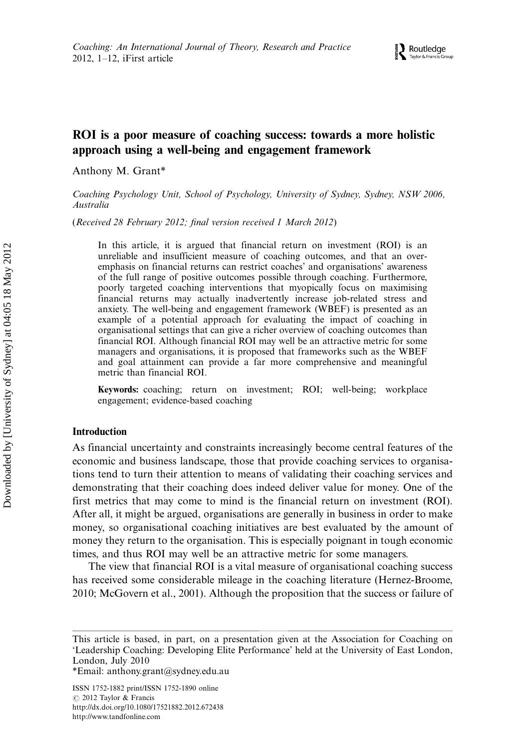# ROI is a poor measure of coaching success: towards a more holistic approach using a well-being and engagement framework

Anthony M. Grant*

*Coaching Psychology Unit, School of Psychology, University of Sydney, Sydney, NSW 2006, Australia*

(*Received 28 February 2012; final version received 1 March 2012*)

In this article, it is argued that financial return on investment (ROI) is an unreliable and insufficient measure of coaching outcomes, and that an overemphasis on financial returns can restrict coaches' and organisations' awareness of the full range of positive outcomes possible through coaching. Furthermore, poorly targeted coaching interventions that myopically focus on maximising financial returns may actually inadvertently increase job-related stress and anxiety. The well-being and engagement framework (WBEF) is presented as an example of a potential approach for evaluating the impact of coaching in organisational settings that can give a richer overview of coaching outcomes than financial ROI. Although financial ROI may well be an attractive metric for some managers and organisations, it is proposed that frameworks such as the WBEF and goal attainment can provide a far more comprehensive and meaningful metric than financial ROI.

**Keywords:** coaching; return on investment; ROI; well-being; workplace engagement; evidence-based coaching

## Introduction

As financial uncertainty and constraints increasingly become central features of the economic and business landscape, those that provide coaching services to organisations tend to turn their attention to means of validating their coaching services and demonstrating that their coaching does indeed deliver value for money. One of the first metrics that may come to mind is the financial return on investment (ROI). After all, it might be argued, organisations are generally in business in order to make money, so organisational coaching initiatives are best evaluated by the amount of money they return to the organisation. This is especially poignant in tough economic times, and thus ROI may well be an attractive metric for some managers.

The view that financial ROI is a vital measure of organisational coaching success has received some considerable mileage in the coaching literature (Hernez-Broome, 2010; McGovern et al., 2001). Although the proposition that the success or failure of

---

This article is based, in part, on a presentation given at the Association for Coaching on 'Leadership Coaching: Developing Elite Performance' held at the University of East London, London, July 2010

*Email: anthony.grant@sydney.edu.au

ISSN 1752-1882 print/ISSN 1752-1890 online
© 2012 Taylor & Francis
http://dx.doi.org/10.1080/17521882.2012.672438
http://www.tandfonline.com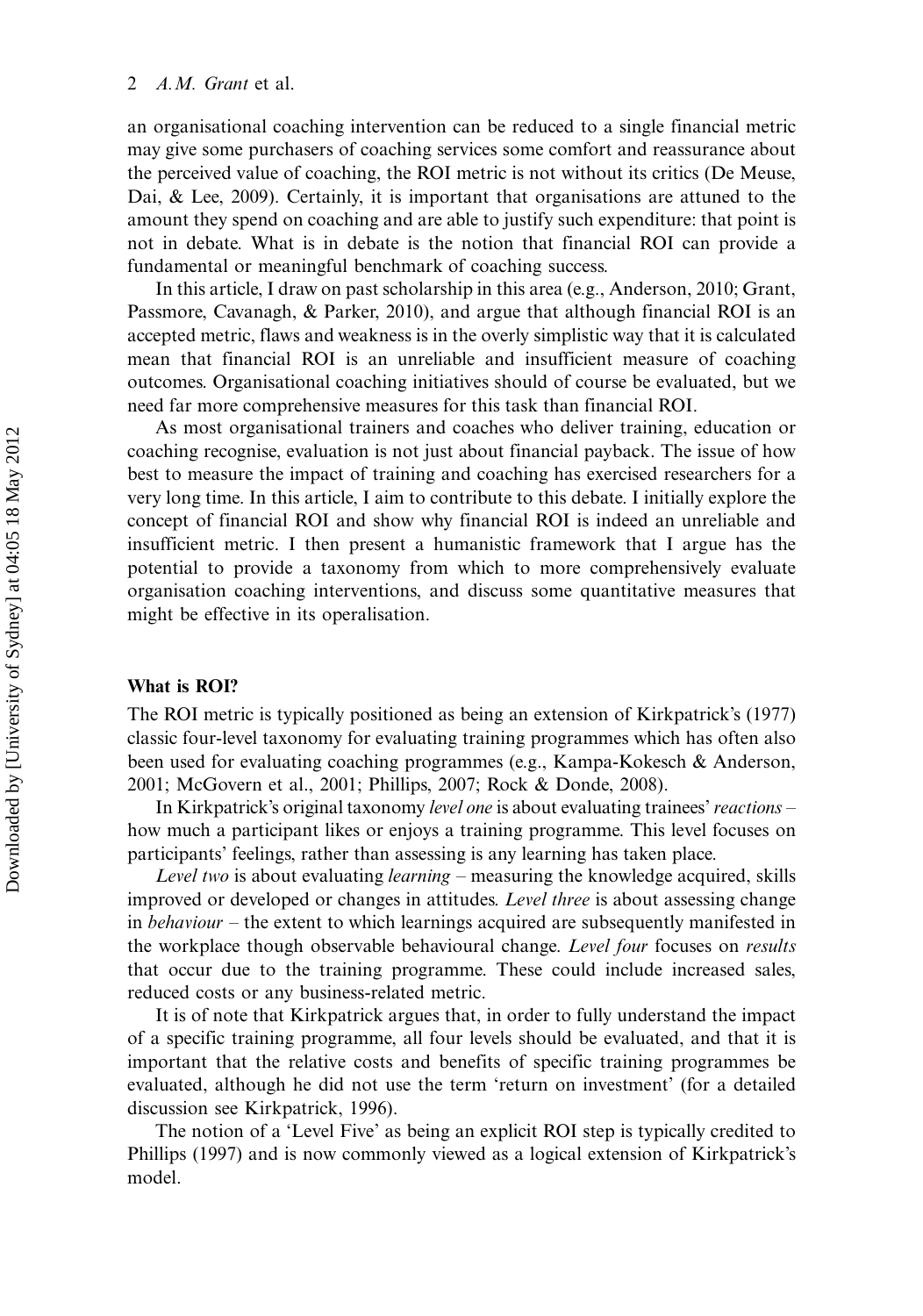an organisational coaching intervention can be reduced to a single financial metric may give some purchasers of coaching services some comfort and reassurance about the perceived value of coaching, the ROI metric is not without its critics (De Meuse, Dai, & Lee, 2009). Certainly, it is important that organisations are attuned to the amount they spend on coaching and are able to justify such expenditure: that point is not in debate. What is in debate is the notion that financial ROI can provide a fundamental or meaningful benchmark of coaching success.

In this article, I draw on past scholarship in this area (e.g., Anderson, 2010; Grant, Passmore, Cavanagh, & Parker, 2010), and argue that although financial ROI is an accepted metric, flaws and weakness is in the overly simplistic way that it is calculated mean that financial ROI is an unreliable and insufficient measure of coaching outcomes. Organisational coaching initiatives should of course be evaluated, but we need far more comprehensive measures for this task than financial ROI.

As most organisational trainers and coaches who deliver training, education or coaching recognise, evaluation is not just about financial payback. The issue of how best to measure the impact of training and coaching has exercised researchers for a very long time. In this article, I aim to contribute to this debate. I initially explore the concept of financial ROI and show why financial ROI is indeed an unreliable and insufficient metric. I then present a humanistic framework that I argue has the potential to provide a taxonomy from which to more comprehensively evaluate organisation coaching interventions, and discuss some quantitative measures that might be effective in its operalisation.

### What is ROI?

The ROI metric is typically positioned as being an extension of Kirkpatrick's (1977) classic four-level taxonomy for evaluating training programmes which has often also been used for evaluating coaching programmes (e.g., Kampa-Kokesch & Anderson, 2001; McGovern et al., 2001; Phillips, 2007; Rock & Donde, 2008).

In Kirkpatrick's original taxonomy *level one* is about evaluating trainees' *reactions* – how much a participant likes or enjoys a training programme. This level focuses on participants' feelings, rather than assessing is any learning has taken place.

*Level two* is about evaluating *learning* – measuring the knowledge acquired, skills improved or developed or changes in attitudes. *Level three* is about assessing change in *behaviour* – the extent to which learnings acquired are subsequently manifested in the workplace though observable behavioural change. *Level four* focuses on *results* that occur due to the training programme. These could include increased sales, reduced costs or any business-related metric.

It is of note that Kirkpatrick argues that, in order to fully understand the impact of a specific training programme, all four levels should be evaluated, and that it is important that the relative costs and benefits of specific training programmes be evaluated, although he did not use the term 'return on investment' (for a detailed discussion see Kirkpatrick, 1996).

The notion of a 'Level Five' as being an explicit ROI step is typically credited to Phillips (1997) and is now commonly viewed as a logical extension of Kirkpatrick's model.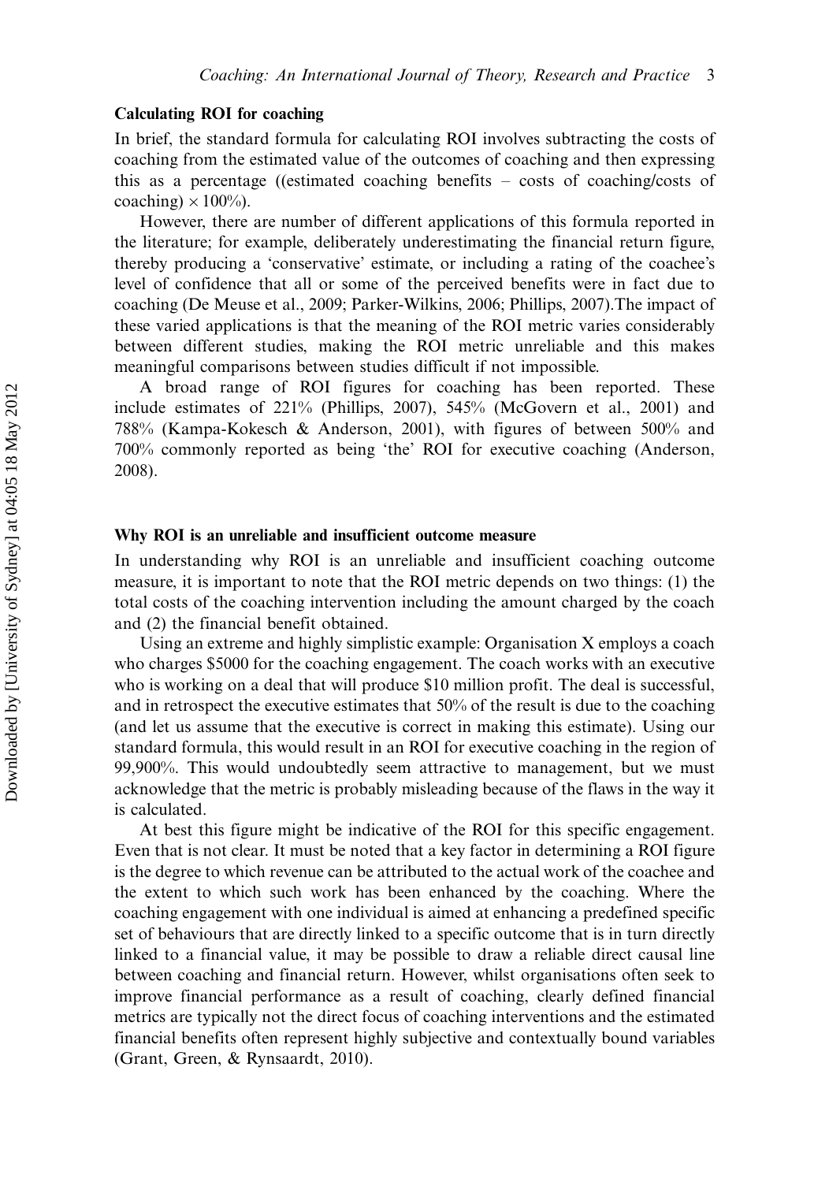### Calculating ROI for coaching

In brief, the standard formula for calculating ROI involves subtracting the costs of coaching from the estimated value of the outcomes of coaching and then expressing this as a percentage ((estimated coaching benefits – costs of coaching/costs of coaching) $\times$ 100%).

However, there are number of different applications of this formula reported in the literature; for example, deliberately underestimating the financial return figure, thereby producing a 'conservative' estimate, or including a rating of the coachee's level of confidence that all or some of the perceived benefits were in fact due to coaching (De Meuse et al., 2009; Parker-Wilkins, 2006; Phillips, 2007).The impact of these varied applications is that the meaning of the ROI metric varies considerably between different studies, making the ROI metric unreliable and this makes meaningful comparisons between studies difficult if not impossible.

A broad range of ROI figures for coaching has been reported. These include estimates of 221% (Phillips, 2007), 545% (McGovern et al., 2001) and 788% (Kampa-Kokesch & Anderson, 2001), with figures of between 500% and 700% commonly reported as being 'the' ROI for executive coaching (Anderson, 2008).

### Why ROI is an unreliable and insufficient outcome measure

In understanding why ROI is an unreliable and insufficient coaching outcome measure, it is important to note that the ROI metric depends on two things: (1) the total costs of the coaching intervention including the amount charged by the coach and (2) the financial benefit obtained.

Using an extreme and highly simplistic example: Organisation X employs a coach who charges $5000 for the coaching engagement. The coach works with an executive who is working on a deal that will produce $10 million profit. The deal is successful, and in retrospect the executive estimates that 50% of the result is due to the coaching (and let us assume that the executive is correct in making this estimate). Using our standard formula, this would result in an ROI for executive coaching in the region of 99,900%. This would undoubtedly seem attractive to management, but we must acknowledge that the metric is probably misleading because of the flaws in the way it is calculated.

At best this figure might be indicative of the ROI for this specific engagement. Even that is not clear. It must be noted that a key factor in determining a ROI figure is the degree to which revenue can be attributed to the actual work of the coachee and the extent to which such work has been enhanced by the coaching. Where the coaching engagement with one individual is aimed at enhancing a predefined specific set of behaviours that are directly linked to a specific outcome that is in turn directly linked to a financial value, it may be possible to draw a reliable direct causal line between coaching and financial return. However, whilst organisations often seek to improve financial performance as a result of coaching, clearly defined financial metrics are typically not the direct focus of coaching interventions and the estimated financial benefits often represent highly subjective and contextually bound variables (Grant, Green, & Rynsaardt, 2010).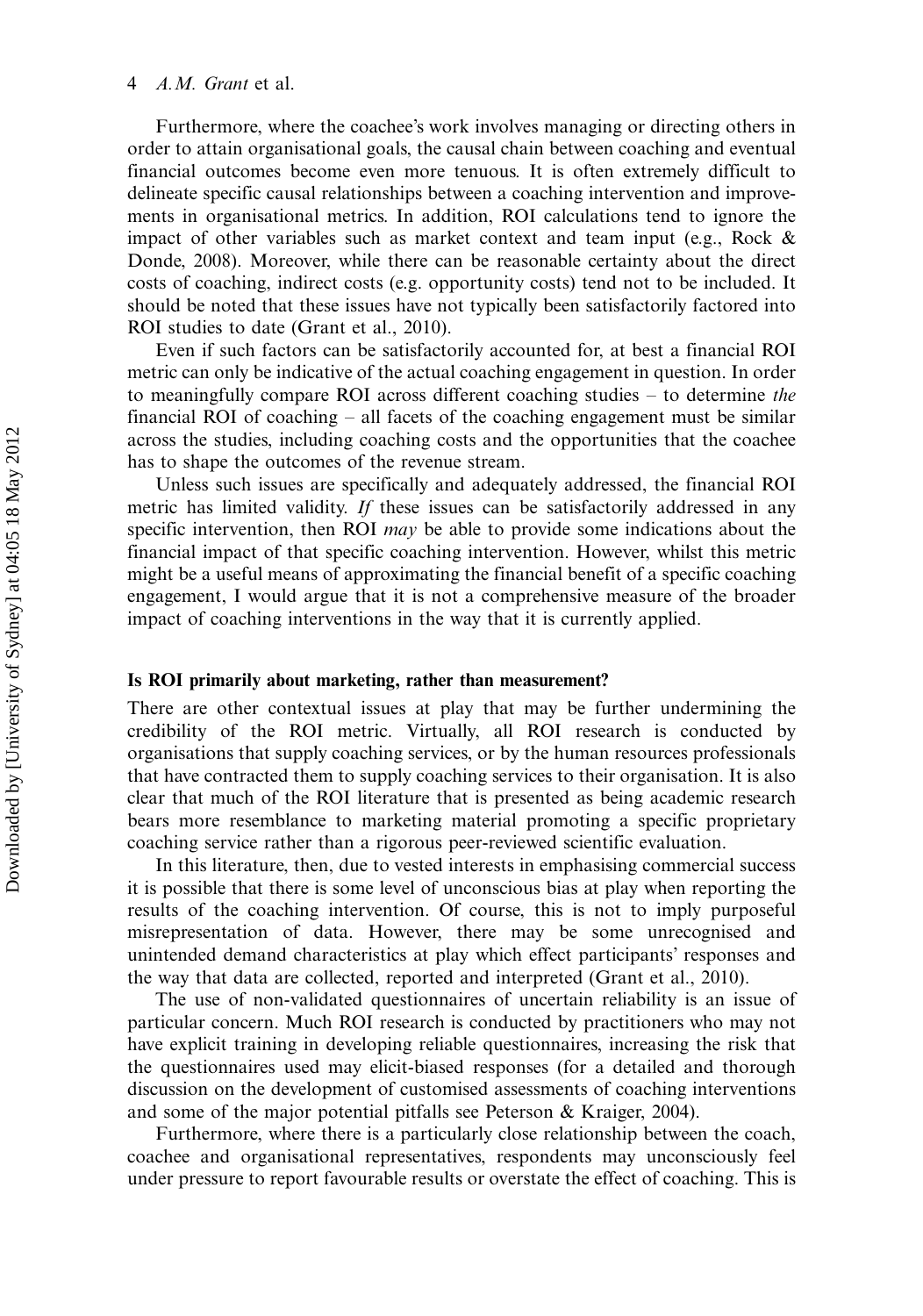Furthermore, where the coachee's work involves managing or directing others in order to attain organisational goals, the causal chain between coaching and eventual financial outcomes become even more tenuous. It is often extremely difficult to delineate specific causal relationships between a coaching intervention and improvements in organisational metrics. In addition, ROI calculations tend to ignore the impact of other variables such as market context and team input (e.g., Rock & Donde, 2008). Moreover, while there can be reasonable certainty about the direct costs of coaching, indirect costs (e.g. opportunity costs) tend not to be included. It should be noted that these issues have not typically been satisfactorily factored into ROI studies to date (Grant et al., 2010).

Even if such factors can be satisfactorily accounted for, at best a financial ROI metric can only be indicative of the actual coaching engagement in question. In order to meaningfully compare ROI across different coaching studies – to determine *the* financial ROI of coaching – all facets of the coaching engagement must be similar across the studies, including coaching costs and the opportunities that the coachee has to shape the outcomes of the revenue stream.

Unless such issues are specifically and adequately addressed, the financial ROI metric has limited validity. *If* these issues can be satisfactorily addressed in any specific intervention, then ROI *may* be able to provide some indications about the financial impact of that specific coaching intervention. However, whilst this metric might be a useful means of approximating the financial benefit of a specific coaching engagement, I would argue that it is not a comprehensive measure of the broader impact of coaching interventions in the way that it is currently applied.

## Is ROI primarily about marketing, rather than measurement?

There are other contextual issues at play that may be further undermining the credibility of the ROI metric. Virtually, all ROI research is conducted by organisations that supply coaching services, or by the human resources professionals that have contracted them to supply coaching services to their organisation. It is also clear that much of the ROI literature that is presented as being academic research bears more resemblance to marketing material promoting a specific proprietary coaching service rather than a rigorous peer-reviewed scientific evaluation.

In this literature, then, due to vested interests in emphasising commercial success it is possible that there is some level of unconscious bias at play when reporting the results of the coaching intervention. Of course, this is not to imply purposeful misrepresentation of data. However, there may be some unrecognised and unintended demand characteristics at play which effect participants' responses and the way that data are collected, reported and interpreted (Grant et al., 2010).

The use of non-validated questionnaires of uncertain reliability is an issue of particular concern. Much ROI research is conducted by practitioners who may not have explicit training in developing reliable questionnaires, increasing the risk that the questionnaires used may elicit-biased responses (for a detailed and thorough discussion on the development of customised assessments of coaching interventions and some of the major potential pitfalls see Peterson & Kraiger, 2004).

Furthermore, where there is a particularly close relationship between the coach, coachee and organisational representatives, respondents may unconsciously feel under pressure to report favourable results or overstate the effect of coaching. This is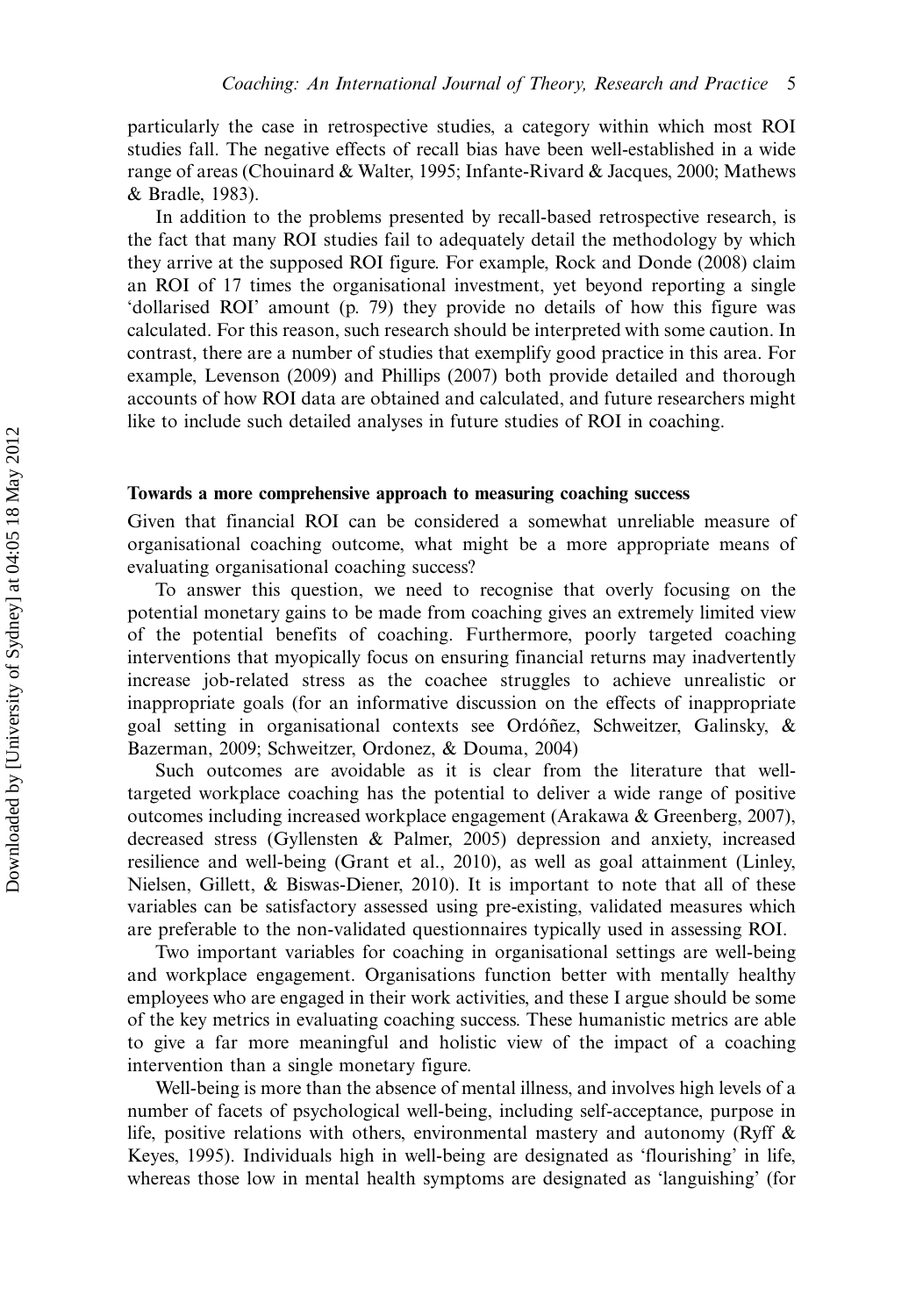particularly the case in retrospective studies, a category within which most ROI studies fall. The negative effects of recall bias have been well-established in a wide range of areas (Chouinard & Walter, 1995; Infante-Rivard & Jacques, 2000; Mathews & Bradle, 1983).

In addition to the problems presented by recall-based retrospective research, is the fact that many ROI studies fail to adequately detail the methodology by which they arrive at the supposed ROI figure. For example, Rock and Donde (2008) claim an ROI of 17 times the organisational investment, yet beyond reporting a single 'dollarised ROI' amount (p. 79) they provide no details of how this figure was calculated. For this reason, such research should be interpreted with some caution. In contrast, there are a number of studies that exemplify good practice in this area. For example, Levenson (2009) and Phillips (2007) both provide detailed and thorough accounts of how ROI data are obtained and calculated, and future researchers might like to include such detailed analyses in future studies of ROI in coaching.

## Towards a more comprehensive approach to measuring coaching success

Given that financial ROI can be considered a somewhat unreliable measure of organisational coaching outcome, what might be a more appropriate means of evaluating organisational coaching success?

To answer this question, we need to recognise that overly focusing on the potential monetary gains to be made from coaching gives an extremely limited view of the potential benefits of coaching. Furthermore, poorly targeted coaching interventions that myopically focus on ensuring financial returns may inadvertently increase job-related stress as the coachee struggles to achieve unrealistic or inappropriate goals (for an informative discussion on the effects of inappropriate goal setting in organisational contexts see Ordóñez, Schweitzer, Galinsky, & Bazerman, 2009; Schweitzer, Ordonez, & Douma, 2004)

Such outcomes are avoidable as it is clear from the literature that well-targeted workplace coaching has the potential to deliver a wide range of positive outcomes including increased workplace engagement (Arakawa & Greenberg, 2007), decreased stress (Gyllensten & Palmer, 2005) depression and anxiety, increased resilience and well-being (Grant et al., 2010), as well as goal attainment (Linley, Nielsen, Gillett, & Biswas-Diener, 2010). It is important to note that all of these variables can be satisfactory assessed using pre-existing, validated measures which are preferable to the non-validated questionnaires typically used in assessing ROI.

Two important variables for coaching in organisational settings are well-being and workplace engagement. Organisations function better with mentally healthy employees who are engaged in their work activities, and these I argue should be some of the key metrics in evaluating coaching success. These humanistic metrics are able to give a far more meaningful and holistic view of the impact of a coaching intervention than a single monetary figure.

Well-being is more than the absence of mental illness, and involves high levels of a number of facets of psychological well-being, including self-acceptance, purpose in life, positive relations with others, environmental mastery and autonomy (Ryff & Keyes, 1995). Individuals high in well-being are designated as 'flourishing' in life, whereas those low in mental health symptoms are designated as 'languishing' (for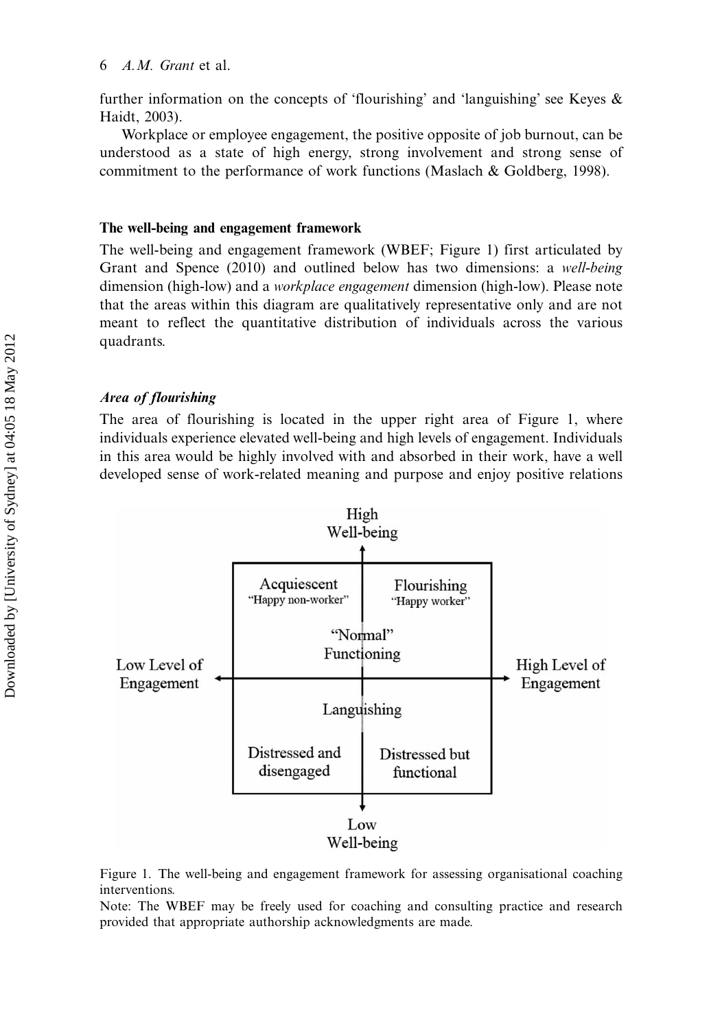further information on the concepts of 'flourishing' and 'languishing' see Keyes & Haidt, 2003).

Workplace or employee engagement, the positive opposite of job burnout, can be understood as a state of high energy, strong involvement and strong sense of commitment to the performance of work functions (Maslach & Goldberg, 1998).

### The well-being and engagement framework

The well-being and engagement framework (WBEF; Figure 1) first articulated by Grant and Spence (2010) and outlined below has two dimensions: a *well-being* dimension (high-low) and a *workplace engagement* dimension (high-low). Please note that the areas within this diagram are qualitatively representative only and are not meant to reflect the quantitative distribution of individuals across the various quadrants.

#### *Area of flourishing*

The area of flourishing is located in the upper right area of Figure 1, where individuals experience elevated well-being and high levels of engagement. Individuals in this area would be highly involved with and absorbed in their work, have a well developed sense of work-related meaning and purpose and enjoy positive relations

High Well-being

Acquiescent "Happy non-worker" | Flourishing "Happy worker"

"Normal" Functioning

Low Level of Engagement | High Level of Engagement

Languishing

Distressed and disengaged | Distressed but functional

Low Well-being

Figure 1. The well-being and engagement framework for assessing organisational coaching interventions.

Note: The WBEF may be freely used for coaching and consulting practice and research provided that appropriate authorship acknowledgments are made.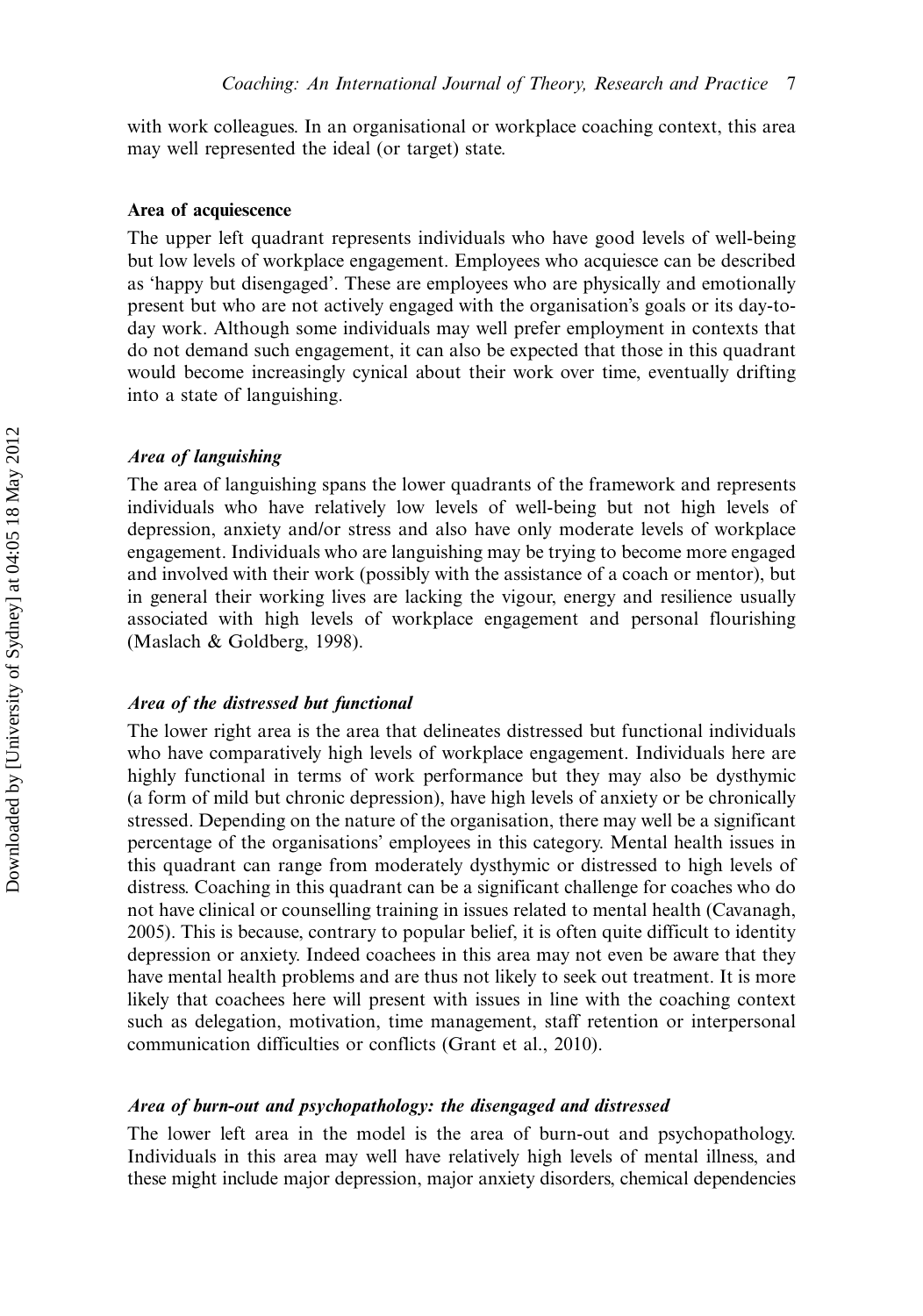with work colleagues. In an organisational or workplace coaching context, this area may well represented the ideal (or target) state.

### Area of acquiescence

The upper left quadrant represents individuals who have good levels of well-being but low levels of workplace engagement. Employees who acquiesce can be described as 'happy but disengaged'. These are employees who are physically and emotionally present but who are not actively engaged with the organisation's goals or its day-to-day work. Although some individuals may well prefer employment in contexts that do not demand such engagement, it can also be expected that those in this quadrant would become increasingly cynical about their work over time, eventually drifting into a state of languishing.

### *Area of languishing*

The area of languishing spans the lower quadrants of the framework and represents individuals who have relatively low levels of well-being but not high levels of depression, anxiety and/or stress and also have only moderate levels of workplace engagement. Individuals who are languishing may be trying to become more engaged and involved with their work (possibly with the assistance of a coach or mentor), but in general their working lives are lacking the vigour, energy and resilience usually associated with high levels of workplace engagement and personal flourishing (Maslach & Goldberg, 1998).

### *Area of the distressed but functional*

The lower right area is the area that delineates distressed but functional individuals who have comparatively high levels of workplace engagement. Individuals here are highly functional in terms of work performance but they may also be dysthymic (a form of mild but chronic depression), have high levels of anxiety or be chronically stressed. Depending on the nature of the organisation, there may well be a significant percentage of the organisations' employees in this category. Mental health issues in this quadrant can range from moderately dysthymic or distressed to high levels of distress. Coaching in this quadrant can be a significant challenge for coaches who do not have clinical or counselling training in issues related to mental health (Cavanagh, 2005). This is because, contrary to popular belief, it is often quite difficult to identity depression or anxiety. Indeed coachees in this area may not even be aware that they have mental health problems and are thus not likely to seek out treatment. It is more likely that coachees here will present with issues in line with the coaching context such as delegation, motivation, time management, staff retention or interpersonal communication difficulties or conflicts (Grant et al., 2010).

### *Area of burn-out and psychopathology: the disengaged and distressed*

The lower left area in the model is the area of burn-out and psychopathology. Individuals in this area may well have relatively high levels of mental illness, and these might include major depression, major anxiety disorders, chemical dependencies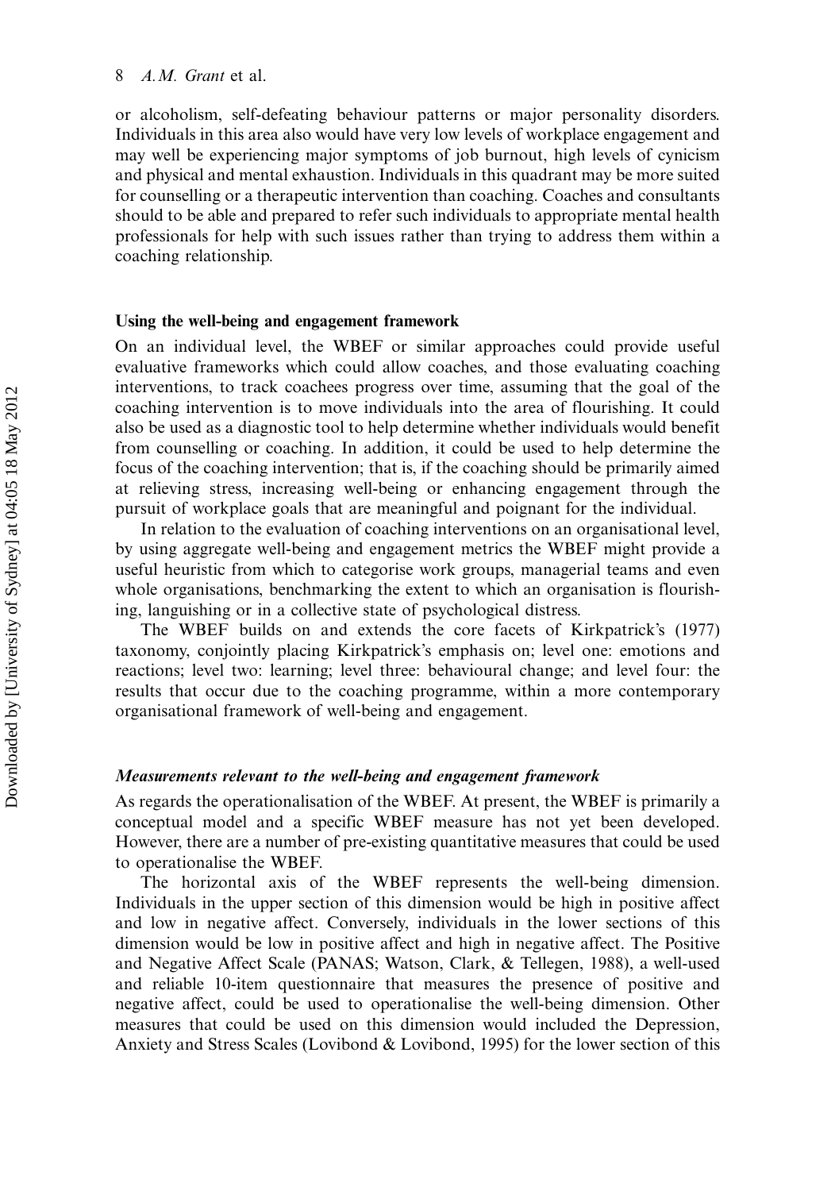or alcoholism, self-defeating behaviour patterns or major personality disorders. Individuals in this area also would have very low levels of workplace engagement and may well be experiencing major symptoms of job burnout, high levels of cynicism and physical and mental exhaustion. Individuals in this quadrant may be more suited for counselling or a therapeutic intervention than coaching. Coaches and consultants should to be able and prepared to refer such individuals to appropriate mental health professionals for help with such issues rather than trying to address them within a coaching relationship.

### Using the well-being and engagement framework

On an individual level, the WBEF or similar approaches could provide useful evaluative frameworks which could allow coaches, and those evaluating coaching interventions, to track coachees progress over time, assuming that the goal of the coaching intervention is to move individuals into the area of flourishing. It could also be used as a diagnostic tool to help determine whether individuals would benefit from counselling or coaching. In addition, it could be used to help determine the focus of the coaching intervention; that is, if the coaching should be primarily aimed at relieving stress, increasing well-being or enhancing engagement through the pursuit of workplace goals that are meaningful and poignant for the individual.

In relation to the evaluation of coaching interventions on an organisational level, by using aggregate well-being and engagement metrics the WBEF might provide a useful heuristic from which to categorise work groups, managerial teams and even whole organisations, benchmarking the extent to which an organisation is flourishing, languishing or in a collective state of psychological distress.

The WBEF builds on and extends the core facets of Kirkpatrick's (1977) taxonomy, conjointly placing Kirkpatrick's emphasis on; level one: emotions and reactions; level two: learning; level three: behavioural change; and level four: the results that occur due to the coaching programme, within a more contemporary organisational framework of well-being and engagement.

#### *Measurements relevant to the well-being and engagement framework*

As regards the operationalisation of the WBEF. At present, the WBEF is primarily a conceptual model and a specific WBEF measure has not yet been developed. However, there are a number of pre-existing quantitative measures that could be used to operationalise the WBEF.

The horizontal axis of the WBEF represents the well-being dimension. Individuals in the upper section of this dimension would be high in positive affect and low in negative affect. Conversely, individuals in the lower sections of this dimension would be low in positive affect and high in negative affect. The Positive and Negative Affect Scale (PANAS; Watson, Clark, & Tellegen, 1988), a well-used and reliable 10-item questionnaire that measures the presence of positive and negative affect, could be used to operationalise the well-being dimension. Other measures that could be used on this dimension would included the Depression, Anxiety and Stress Scales (Lovibond & Lovibond, 1995) for the lower section of this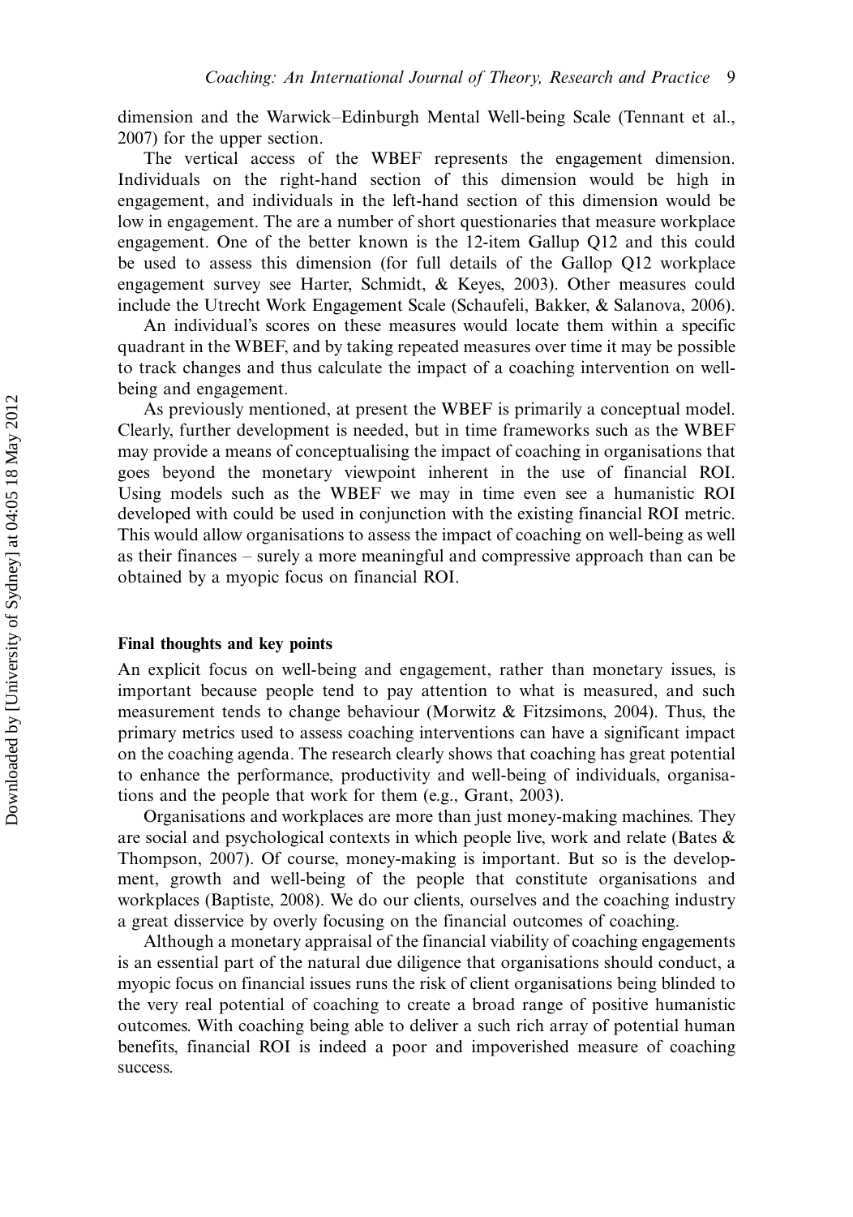dimension and the Warwick–Edinburgh Mental Well-being Scale (Tennant et al., 2007) for the upper section.

The vertical access of the WBEF represents the engagement dimension. Individuals on the right-hand section of this dimension would be high in engagement, and individuals in the left-hand section of this dimension would be low in engagement. The are a number of short questionaries that measure workplace engagement. One of the better known is the 12-item Gallup Q12 and this could be used to assess this dimension (for full details of the Gallop Q12 workplace engagement survey see Harter, Schmidt, & Keyes, 2003). Other measures could include the Utrecht Work Engagement Scale (Schaufeli, Bakker, & Salanova, 2006).

An individual's scores on these measures would locate them within a specific quadrant in the WBEF, and by taking repeated measures over time it may be possible to track changes and thus calculate the impact of a coaching intervention on well-being and engagement.

As previously mentioned, at present the WBEF is primarily a conceptual model. Clearly, further development is needed, but in time frameworks such as the WBEF may provide a means of conceptualising the impact of coaching in organisations that goes beyond the monetary viewpoint inherent in the use of financial ROI. Using models such as the WBEF we may in time even see a humanistic ROI developed with could be used in conjunction with the existing financial ROI metric. This would allow organisations to assess the impact of coaching on well-being as well as their finances – surely a more meaningful and compressive approach than can be obtained by a myopic focus on financial ROI.

## Final thoughts and key points

An explicit focus on well-being and engagement, rather than monetary issues, is important because people tend to pay attention to what is measured, and such measurement tends to change behaviour (Morwitz & Fitzsimons, 2004). Thus, the primary metrics used to assess coaching interventions can have a significant impact on the coaching agenda. The research clearly shows that coaching has great potential to enhance the performance, productivity and well-being of individuals, organisations and the people that work for them (e.g., Grant, 2003).

Organisations and workplaces are more than just money-making machines. They are social and psychological contexts in which people live, work and relate (Bates & Thompson, 2007). Of course, money-making is important. But so is the development, growth and well-being of the people that constitute organisations and workplaces (Baptiste, 2008). We do our clients, ourselves and the coaching industry a great disservice by overly focusing on the financial outcomes of coaching.

Although a monetary appraisal of the financial viability of coaching engagements is an essential part of the natural due diligence that organisations should conduct, a myopic focus on financial issues runs the risk of client organisations being blinded to the very real potential of coaching to create a broad range of positive humanistic outcomes. With coaching being able to deliver a such rich array of potential human benefits, financial ROI is indeed a poor and impoverished measure of coaching success.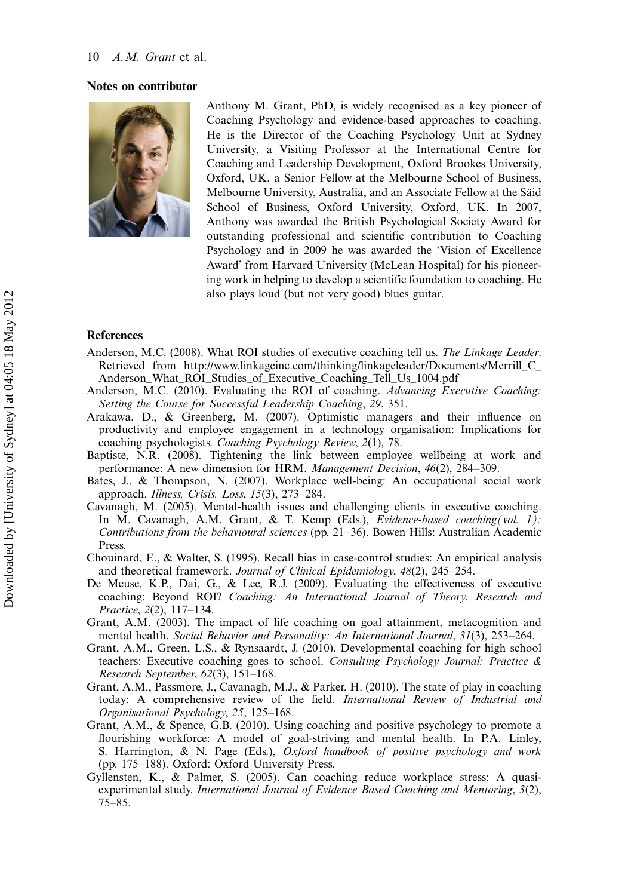### Notes on contributor

Anthony M. Grant, PhD, is widely recognised as a key pioneer of Coaching Psychology and evidence-based approaches to coaching. He is the Director of the Coaching Psychology Unit at Sydney University, a Visiting Professor at the International Centre for Coaching and Leadership Development, Oxford Brookes University, Oxford, UK, a Senior Fellow at the Melbourne School of Business, Melbourne University, Australia, and an Associate Fellow at the Säid School of Business, Oxford University, Oxford, UK. In 2007, Anthony was awarded the British Psychological Society Award for outstanding professional and scientific contribution to Coaching Psychology and in 2009 he was awarded the 'Vision of Excellence Award' from Harvard University (McLean Hospital) for his pioneering work in helping to develop a scientific foundation to coaching. He also plays loud (but not very good) blues guitar.

### References

Anderson, M.C. (2008). What ROI studies of executive coaching tell us. *The Linkage Leader*. Retrieved from http://www.linkageinc.com/thinking/linkageleader/Documents/Merrill_C_Anderson_What_ROI_Studies_of_Executive_Coaching_Tell_Us_1004.pdf

Anderson, M.C. (2010). Evaluating the ROI of coaching. *Advancing Executive Coaching: Setting the Course for Successful Leadership Coaching*, *29*, 351.

Arakawa, D., & Greenberg, M. (2007). Optimistic managers and their influence on productivity and employee engagement in a technology organisation: Implications for coaching psychologists. *Coaching Psychology Review*, *2*(1), 78.

Baptiste, N.R. (2008). Tightening the link between employee wellbeing at work and performance: A new dimension for HRM. *Management Decision*, *46*(2), 284–309.

Bates, J., & Thompson, N. (2007). Workplace well-being: An occupational social work approach. *Illness, Crisis. Loss*, *15*(3), 273–284.

Cavanagh, M. (2005). Mental-health issues and challenging clients in executive coaching. In M. Cavanagh, A.M. Grant, & T. Kemp (Eds.), *Evidence-based coaching (vol. 1): Contributions from the behavioural sciences* (pp. 21–36). Bowen Hills: Australian Academic Press.

Chouinard, E., & Walter, S. (1995). Recall bias in case-control studies: An empirical analysis and theoretical framework. *Journal of Clinical Epidemiology*, *48*(2), 245–254.

De Meuse, K.P., Dai, G., & Lee, R.J. (2009). Evaluating the effectiveness of executive coaching: Beyond ROI? *Coaching: An International Journal of Theory. Research and Practice*, *2*(2), 117–134.

Grant, A.M. (2003). The impact of life coaching on goal attainment, metacognition and mental health. *Social Behavior and Personality: An International Journal*, *31*(3), 253–264.

Grant, A.M., Green, L.S., & Rynsaardt, J. (2010). Developmental coaching for high school teachers: Executive coaching goes to school. *Consulting Psychology Journal: Practice & Research September*, *62*(3), 151–168.

Grant, A.M., Passmore, J., Cavanagh, M.J., & Parker, H. (2010). The state of play in coaching today: A comprehensive review of the field. *International Review of Industrial and Organisational Psychology*, *25*, 125–168.

Grant, A.M., & Spence, G.B. (2010). Using coaching and positive psychology to promote a flourishing workforce: A model of goal-striving and mental health. In P.A. Linley, S. Harrington, & N. Page (Eds.), *Oxford handbook of positive psychology and work* (pp. 175–188). Oxford: Oxford University Press.

Gyllensten, K., & Palmer, S. (2005). Can coaching reduce workplace stress: A quasi-experimental study. *International Journal of Evidence Based Coaching and Mentoring*, *3*(2), 75–85.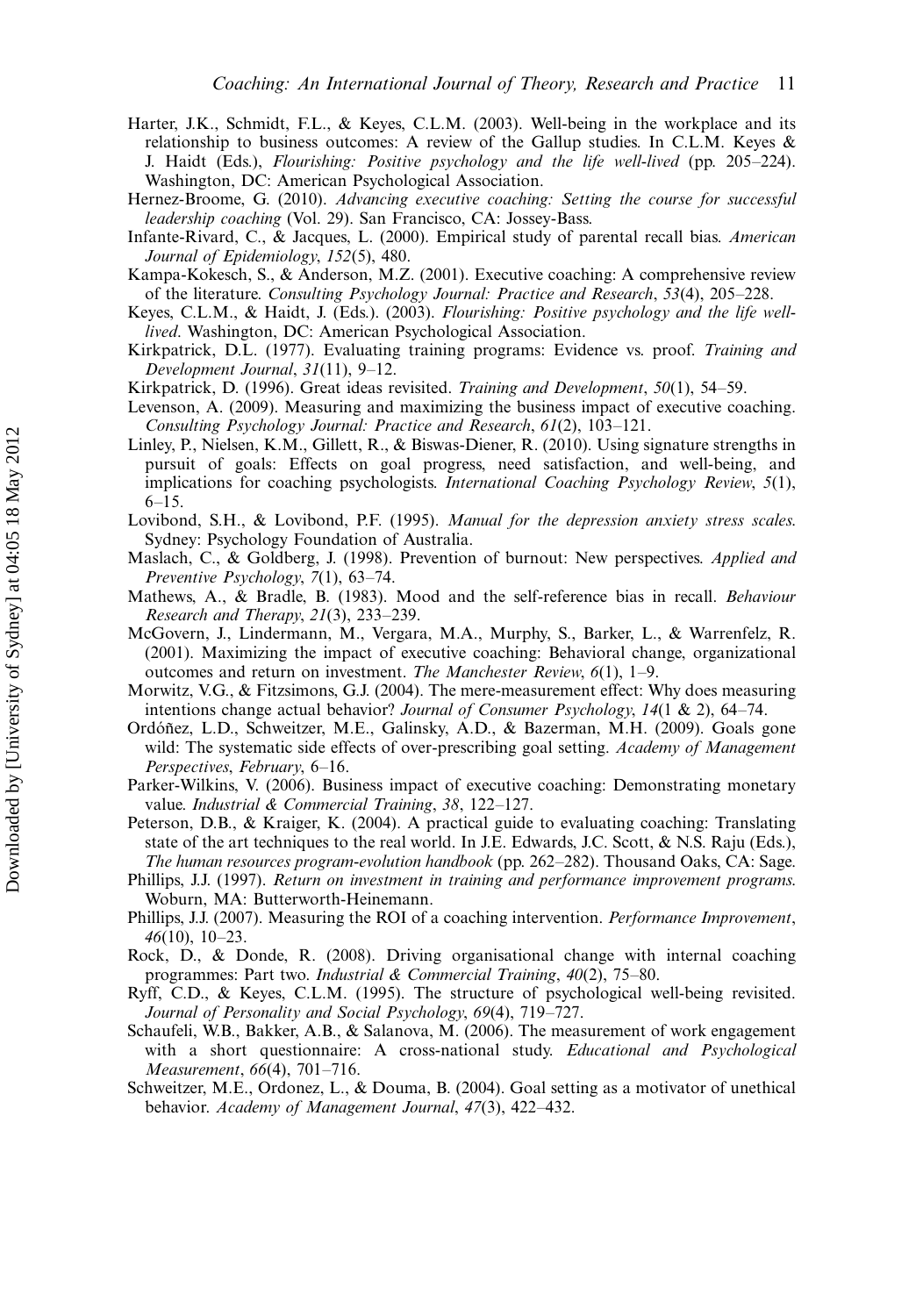Harter, J.K., Schmidt, F.L., & Keyes, C.L.M. (2003). Well-being in the workplace and its relationship to business outcomes: A review of the Gallup studies. In C.L.M. Keyes & J. Haidt (Eds.), *Flourishing: Positive psychology and the life well-lived* (pp. 205–224). Washington, DC: American Psychological Association.

Hernez-Broome, G. (2010). *Advancing executive coaching: Setting the course for successful leadership coaching* (Vol. 29). San Francisco, CA: Jossey-Bass.

Infante-Rivard, C., & Jacques, L. (2000). Empirical study of parental recall bias. *American Journal of Epidemiology*, *152*(5), 480.

Kampa-Kokesch, S., & Anderson, M.Z. (2001). Executive coaching: A comprehensive review of the literature. *Consulting Psychology Journal: Practice and Research*, *53*(4), 205–228.

Keyes, C.L.M., & Haidt, J. (Eds.). (2003). *Flourishing: Positive psychology and the life well-lived*. Washington, DC: American Psychological Association.

Kirkpatrick, D.L. (1977). Evaluating training programs: Evidence vs. proof. *Training and Development Journal*, *31*(11), 9–12.

Kirkpatrick, D. (1996). Great ideas revisited. *Training and Development*, *50*(1), 54–59.

Levenson, A. (2009). Measuring and maximizing the business impact of executive coaching. *Consulting Psychology Journal: Practice and Research*, *61*(2), 103–121.

Linley, P., Nielsen, K.M., Gillett, R., & Biswas-Diener, R. (2010). Using signature strengths in pursuit of goals: Effects on goal progress, need satisfaction, and well-being, and implications for coaching psychologists. *International Coaching Psychology Review*, *5*(1), 6–15.

Lovibond, S.H., & Lovibond, P.F. (1995). *Manual for the depression anxiety stress scales*. Sydney: Psychology Foundation of Australia.

Maslach, C., & Goldberg, J. (1998). Prevention of burnout: New perspectives. *Applied and Preventive Psychology*, *7*(1), 63–74.

Mathews, A., & Bradle, B. (1983). Mood and the self-reference bias in recall. *Behaviour Research and Therapy*, *21*(3), 233–239.

McGovern, J., Lindermann, M., Vergara, M.A., Murphy, S., Barker, L., & Warrenfelz, R. (2001). Maximizing the impact of executive coaching: Behavioral change, organizational outcomes and return on investment. *The Manchester Review*, *6*(1), 1–9.

Morwitz, V.G., & Fitzsimons, G.J. (2004). The mere-measurement effect: Why does measuring intentions change actual behavior? *Journal of Consumer Psychology*, *14*(1 & 2), 64–74.

Ordóñez, L.D., Schweitzer, M.E., Galinsky, A.D., & Bazerman, M.H. (2009). Goals gone wild: The systematic side effects of over-prescribing goal setting. *Academy of Management Perspectives*, *February*, 6–16.

Parker-Wilkins, V. (2006). Business impact of executive coaching: Demonstrating monetary value. *Industrial & Commercial Training*, *38*, 122–127.

Peterson, D.B., & Kraiger, K. (2004). A practical guide to evaluating coaching: Translating state of the art techniques to the real world. In J.E. Edwards, J.C. Scott, & N.S. Raju (Eds.), *The human resources program-evolution handbook* (pp. 262–282). Thousand Oaks, CA: Sage.

Phillips, J.J. (1997). *Return on investment in training and performance improvement programs*. Woburn, MA: Butterworth-Heinemann.

Phillips, J.J. (2007). Measuring the ROI of a coaching intervention. *Performance Improvement*, *46*(10), 10–23.

Rock, D., & Donde, R. (2008). Driving organisational change with internal coaching programmes: Part two. *Industrial & Commercial Training*, *40*(2), 75–80.

Ryff, C.D., & Keyes, C.L.M. (1995). The structure of psychological well-being revisited. *Journal of Personality and Social Psychology*, *69*(4), 719–727.

Schaufeli, W.B., Bakker, A.B., & Salanova, M. (2006). The measurement of work engagement with a short questionnaire: A cross-national study. *Educational and Psychological Measurement*, *66*(4), 701–716.

Schweitzer, M.E., Ordonez, L., & Douma, B. (2004). Goal setting as a motivator of unethical behavior. *Academy of Management Journal*, *47*(3), 422–432.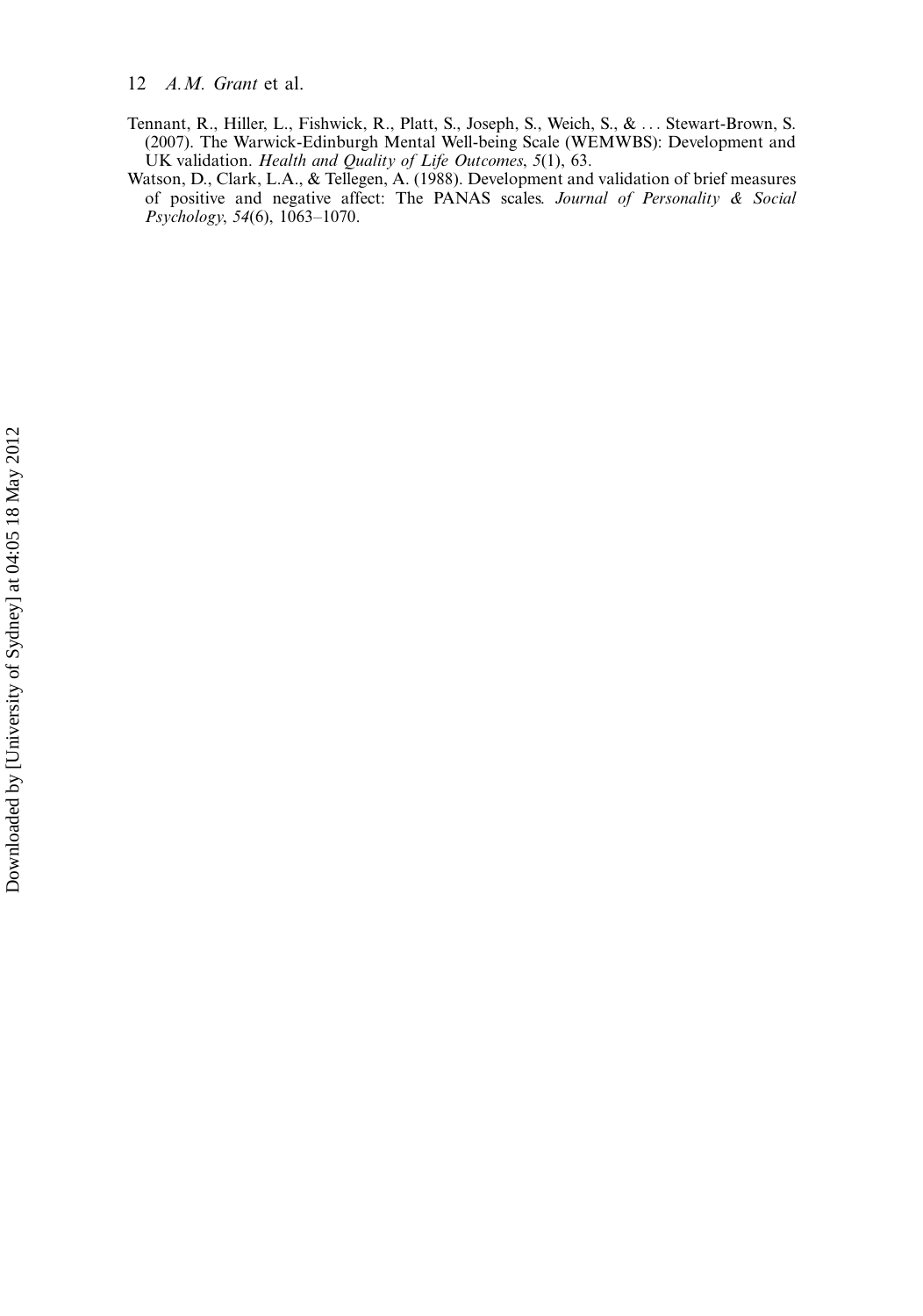Tennant, R., Hiller, L., Fishwick, R., Platt, S., Joseph, S., Weich, S., & ... Stewart-Brown, S. (2007). The Warwick-Edinburgh Mental Well-being Scale (WEMWBS): Development and UK validation. *Health and Quality of Life Outcomes*, *5*(1), 63.

Watson, D., Clark, L.A., & Tellegen, A. (1988). Development and validation of brief measures of positive and negative affect: The PANAS scales. *Journal of Personality & Social Psychology*, *54*(6), 1063–1070.